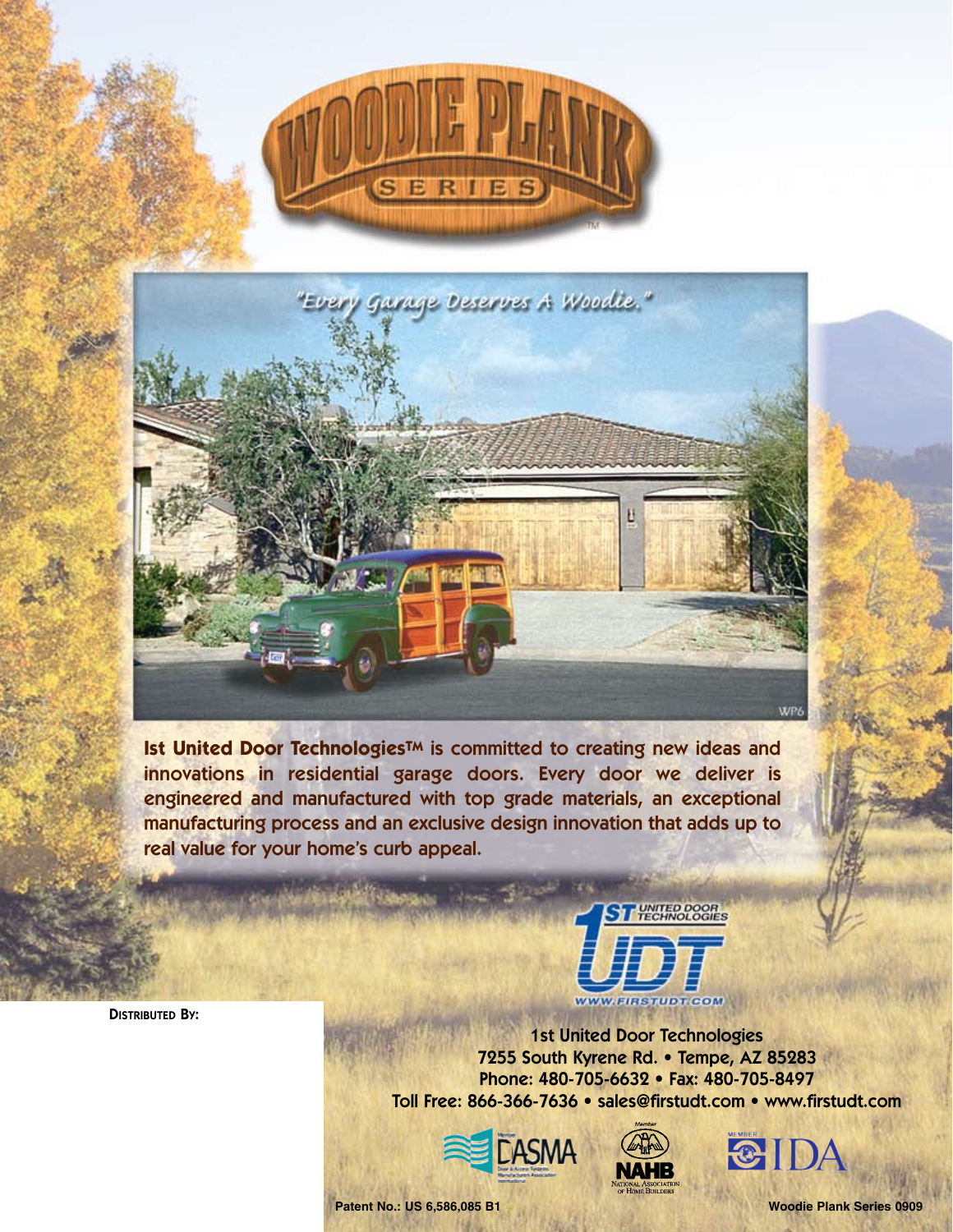# WOODIE PLANK SERIES™

"Every Garage Deserves A Woodie."

**1st United Door Technologies™** is committed to creating new ideas and innovations in residential garage doors. Every door we deliver is engineered and manufactured with top grade materials, an exceptional manufacturing process and an exclusive design innovation that adds up to real value for your home's curb appeal.

1ST UNITED DOOR TECHNOLOGIES
UDT
WWW.FIRSTUDT.COM

**DISTRIBUTED BY:**

1st United Door Technologies
7255 South Kyrene Rd. • Tempe, AZ 85283
Phone: 480-705-6632 • Fax: 480-705-8497
Toll Free: 866-366-7636 • sales@firstudt.com • www.firstudt.com

Member DASMA Door & Access Systems Manufacturers Association International

Member NAHB National Association of Home Builders

Member IDA

Patent No.: US 6,586,085 B1

Woodie Plank Series 0909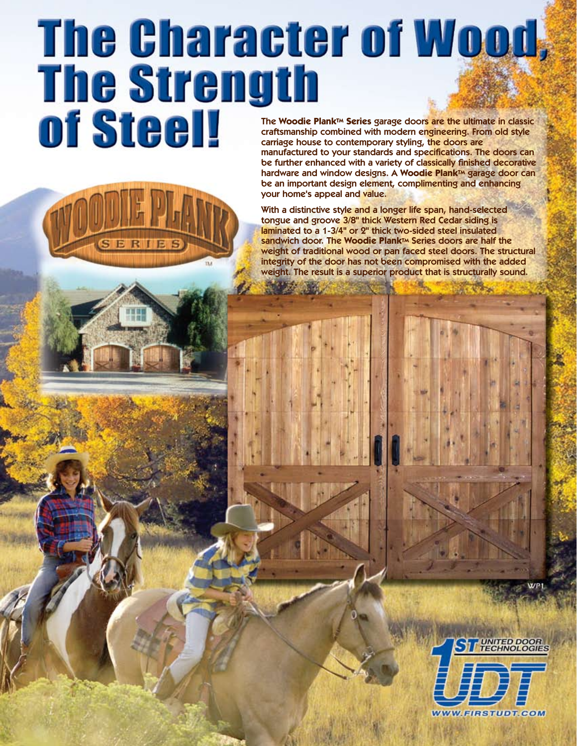# The Character of Wood, The Strength of Steel!

The **Woodie Plank™ Series** garage doors are the ultimate in classic craftsmanship combined with modern engineering. From old style carriage house to contemporary styling, the doors are manufactured to your standards and specifications. The doors can be further enhanced with a variety of classically finished decorative hardware and window designs. A **Woodie Plank™** garage door can be an important design element, complimenting and enhancing your home's appeal and value.

With a distinctive style and a longer life span, hand-selected tongue and groove 3/8" thick Western Red Cedar siding is laminated to a 1-3/4" or 2" thick two-sided steel insulated sandwich door. The **Woodie Plank™** Series doors are half the weight of traditional wood or pan faced steel doors. The structural integrity of the door has not been compromised with the added weight. The result is a superior product that is structurally sound.

WOODIE PLANK SERIES™

WP1

1ST UNITED DOOR TECHNOLOGIES
UDT
WWW.FIRSTUDT.COM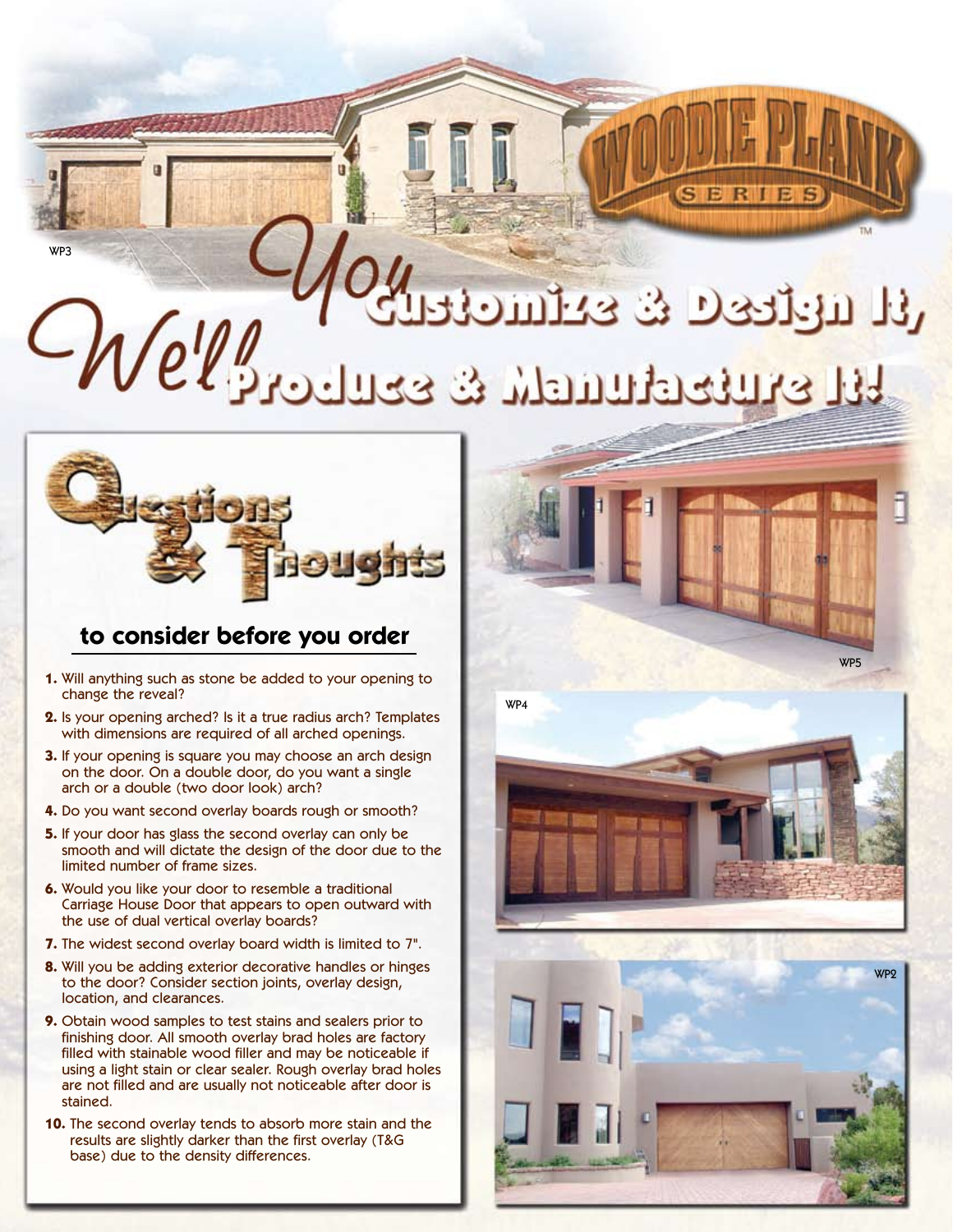WP3

# WOODIE PLANK SERIES™

## You Customize & Design It, We'll Produce & Manufacture It!

## Questions & Thoughts

### to consider before you order

1. Will anything such as stone be added to your opening to change the reveal?
2. Is your opening arched? Is it a true radius arch? Templates with dimensions are required of all arched openings.
3. If your opening is square you may choose an arch design on the door. On a double door, do you want a single arch or a double (two door look) arch?
4. Do you want second overlay boards rough or smooth?
5. If your door has glass the second overlay can only be smooth and will dictate the design of the door due to the limited number of frame sizes.
6. Would you like your door to resemble a traditional Carriage House Door that appears to open outward with the use of dual vertical overlay boards?
7. The widest second overlay board width is limited to 7".
8. Will you be adding exterior decorative handles or hinges to the door? Consider section joints, overlay design, location, and clearances.
9. Obtain wood samples to test stains and sealers prior to finishing door. All smooth overlay brad holes are factory filled with stainable wood filler and may be noticeable if using a light stain or clear sealer. Rough overlay brad holes are not filled and are usually not noticeable after door is stained.
10. The second overlay tends to absorb more stain and the results are slightly darker than the first overlay (T&G base) due to the density differences.

WP5

WP4

WP2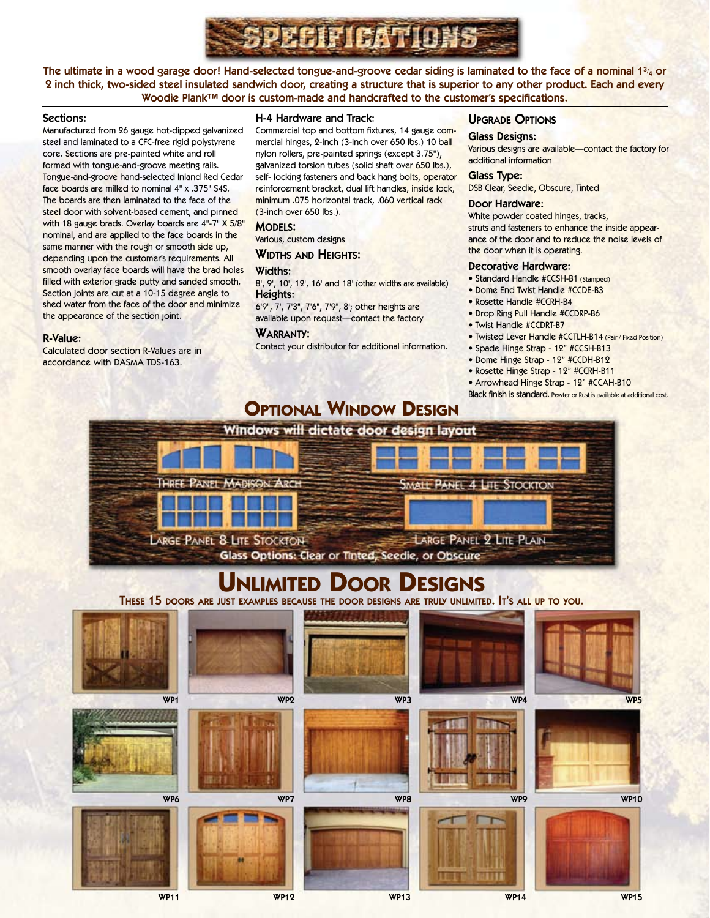# SPECIFICATIONS

**The ultimate in a wood garage door! Hand-selected tongue-and-groove cedar siding is laminated to the face of a nominal 1¾ or 2 inch thick, two-sided steel insulated sandwich door, creating a structure that is superior to any other product. Each and every Woodie Plank™ door is custom-made and handcrafted to the customer's specifications.**

### Sections:

Manufactured from 26 gauge hot-dipped galvanized steel and laminated to a CFC-free rigid polystyrene core. Sections are pre-painted white and roll formed with tongue-and-groove meeting rails. Tongue-and-groove hand-selected Inland Red Cedar face boards are milled to nominal 4" x .375" S4S. The boards are then laminated to the face of the steel door with solvent-based cement, and pinned with 18 gauge brads. Overlay boards are 4"-7" X 5/8" nominal, and are applied to the face boards in the same manner with the rough or smooth side up, depending upon the customer's requirements. All smooth overlay face boards will have the brad holes filled with exterior grade putty and sanded smooth. Section joints are cut at a 10-15 degree angle to shed water from the face of the door and minimize the appearance of the section joint.

### R-Value:

Calculated door section R-Values are in accordance with DASMA TDS-163.

### H-4 Hardware and Track:

Commercial top and bottom fixtures, 14 gauge commercial hinges, 2-inch (3-inch over 650 lbs.) 10 ball nylon rollers, pre-painted springs (except 3.75"), galvanized torsion tubes (solid shaft over 650 lbs.), self- locking fasteners and back hang bolts, operator reinforcement bracket, dual lift handles, inside lock, minimum .075 horizontal track, .060 vertical rack (3-inch over 650 lbs.).

### Models:

Various, custom designs

### Widths and Heights:

**Widths:**
8', 9', 10', 12', 16' and 18' (other widths are available)

**Heights:**
6'9", 7', 7'3", 7'6", 7'9", 8'; other heights are available upon request—contact the factory

### Warranty:

Contact your distributor for additional information.

### Upgrade Options

**Glass Designs:**
Various designs are available—contact the factory for additional information

**Glass Type:**
DSB Clear, Seedie, Obscure, Tinted

**Door Hardware:**
White powder coated hinges, tracks, struts and fasteners to enhance the inside appearance of the door and to reduce the noise levels of the door when it is operating.

**Decorative Hardware:**

- Standard Handle #CCSH-B1 (Stamped)
- Dome End Twist Handle #CCDE-B3
- Rosette Handle #CCRH-B4
- Drop Ring Pull Handle #CCDRP-B6
- Twist Handle #CCDRT-B7
- Twisted Lever Handle #CCTLH-B14 (Pair / Fixed Position)
- Spade Hinge Strap - 12" #CCSH-B13
- Dome Hinge Strap - 12" #CCDH-B12
- Rosette Hinge Strap - 12" #CCRH-B11
- Arrowhead Hinge Strap - 12" #CCAH-B10

Black finish is standard. Pewter or Rust is available at additional cost.

## Optional Window Design

Windows will dictate door design layout

Three Panel Madison Arch

Small Panel 4 Lite Stockton

Large Panel 8 Lite Stockton

Large Panel 2 Lite Plain

Glass Options: Clear or Tinted, Seedie, or Obscure

## Unlimited Door Designs

**These 15 doors are just examples because the door designs are truly unlimited. It's all up to you.**

WP1 WP2 WP3 WP4 WP5

WP6 WP7 WP8 WP9 WP10

WP11 WP12 WP13 WP14 WP15